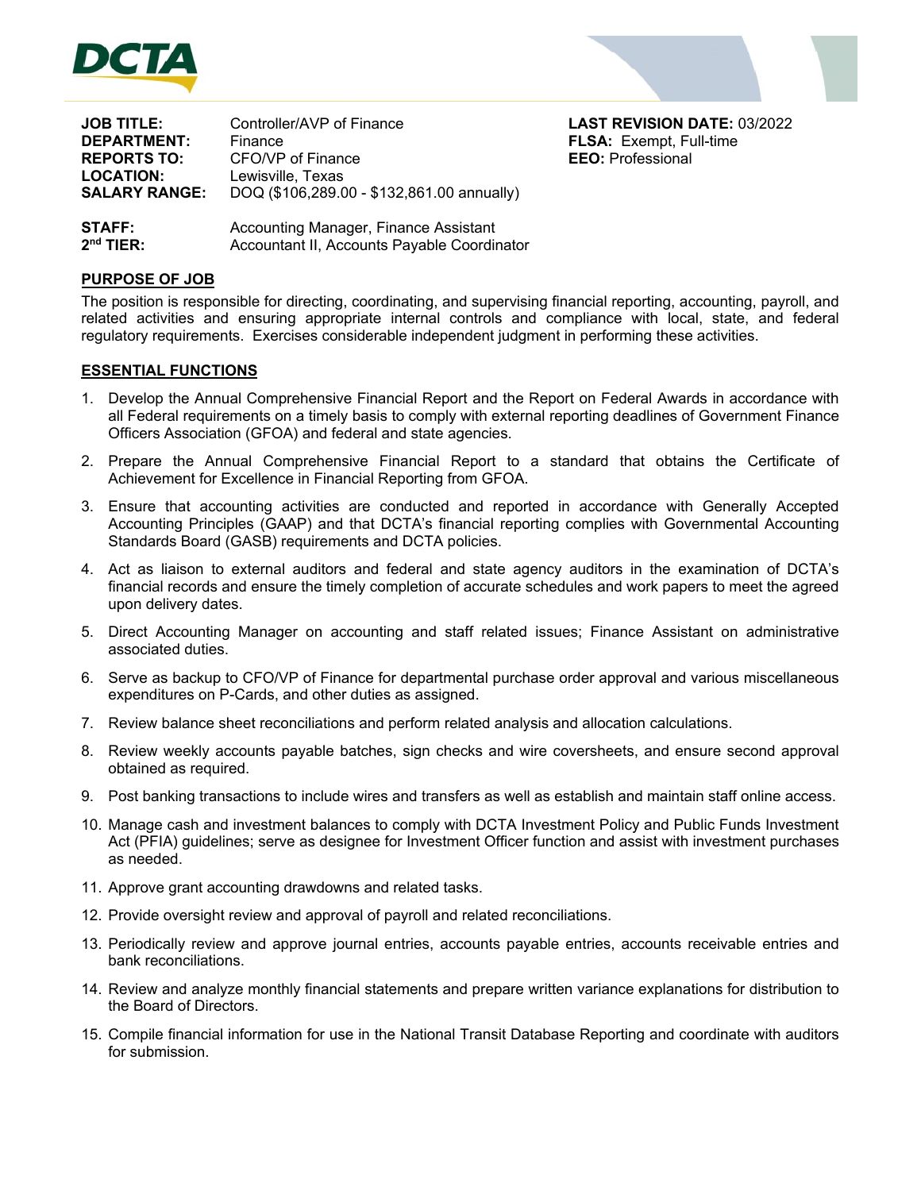**JOB TITLE:** Controller/AVP of Finance
**DEPARTMENT:** Finance
**REPORTS TO:** CFO/VP of Finance
**LOCATION:** Lewisville, Texas
**SALARY RANGE:** DOQ ($106,289.00 - $132,861.00 annually)

**LAST REVISION DATE:** 03/2022
**FLSA:** Exempt, Full-time
**EEO:** Professional

**STAFF:** Accounting Manager, Finance Assistant
**2nd TIER:** Accountant II, Accounts Payable Coordinator

## PURPOSE OF JOB

The position is responsible for directing, coordinating, and supervising financial reporting, accounting, payroll, and related activities and ensuring appropriate internal controls and compliance with local, state, and federal regulatory requirements. Exercises considerable independent judgment in performing these activities.

## ESSENTIAL FUNCTIONS

1. Develop the Annual Comprehensive Financial Report and the Report on Federal Awards in accordance with all Federal requirements on a timely basis to comply with external reporting deadlines of Government Finance Officers Association (GFOA) and federal and state agencies.
2. Prepare the Annual Comprehensive Financial Report to a standard that obtains the Certificate of Achievement for Excellence in Financial Reporting from GFOA.
3. Ensure that accounting activities are conducted and reported in accordance with Generally Accepted Accounting Principles (GAAP) and that DCTA's financial reporting complies with Governmental Accounting Standards Board (GASB) requirements and DCTA policies.
4. Act as liaison to external auditors and federal and state agency auditors in the examination of DCTA's financial records and ensure the timely completion of accurate schedules and work papers to meet the agreed upon delivery dates.
5. Direct Accounting Manager on accounting and staff related issues; Finance Assistant on administrative associated duties.
6. Serve as backup to CFO/VP of Finance for departmental purchase order approval and various miscellaneous expenditures on P-Cards, and other duties as assigned.
7. Review balance sheet reconciliations and perform related analysis and allocation calculations.
8. Review weekly accounts payable batches, sign checks and wire coversheets, and ensure second approval obtained as required.
9. Post banking transactions to include wires and transfers as well as establish and maintain staff online access.
10. Manage cash and investment balances to comply with DCTA Investment Policy and Public Funds Investment Act (PFIA) guidelines; serve as designee for Investment Officer function and assist with investment purchases as needed.
11. Approve grant accounting drawdowns and related tasks.
12. Provide oversight review and approval of payroll and related reconciliations.
13. Periodically review and approve journal entries, accounts payable entries, accounts receivable entries and bank reconciliations.
14. Review and analyze monthly financial statements and prepare written variance explanations for distribution to the Board of Directors.
15. Compile financial information for use in the National Transit Database Reporting and coordinate with auditors for submission.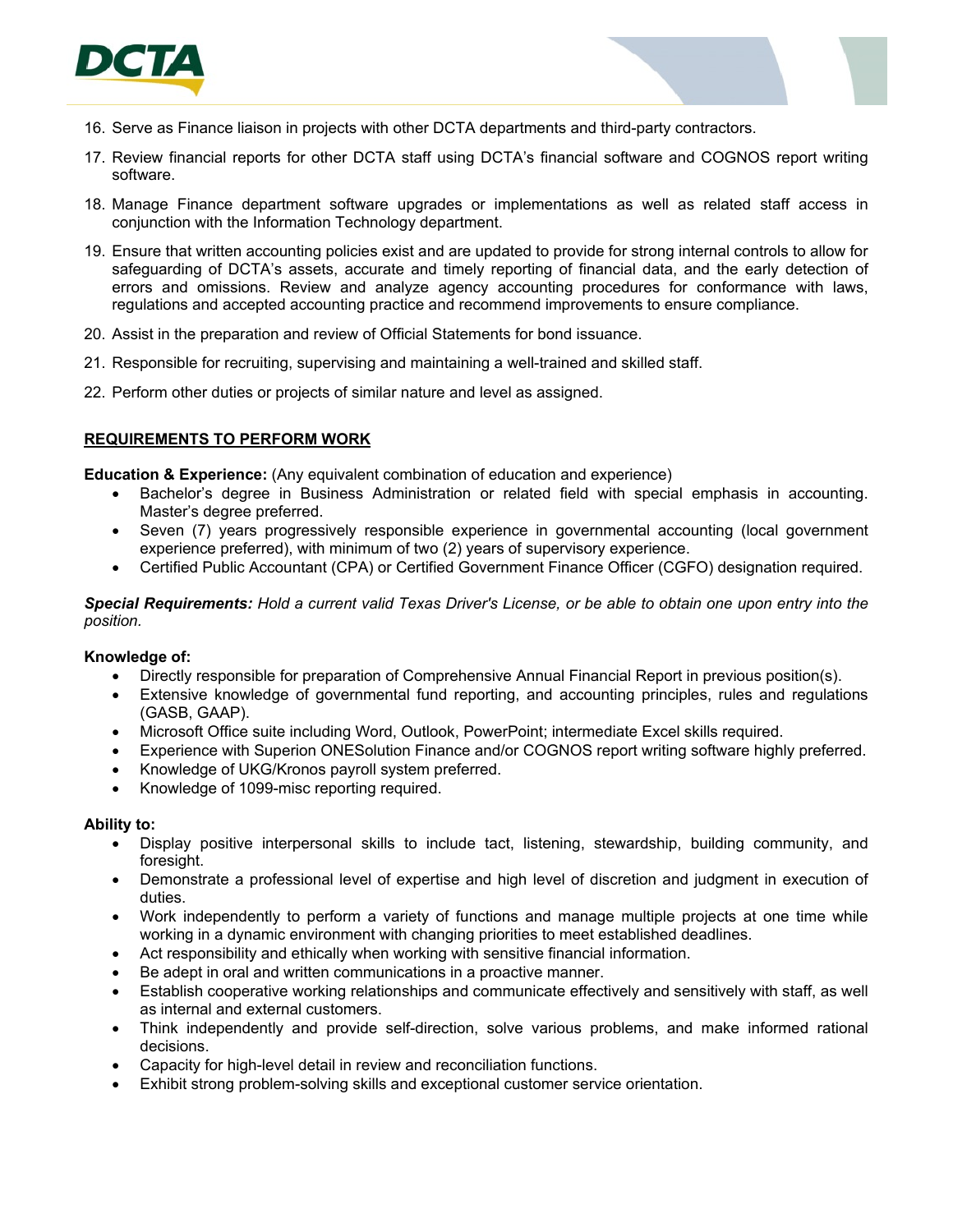16. Serve as Finance liaison in projects with other DCTA departments and third-party contractors.
17. Review financial reports for other DCTA staff using DCTA's financial software and COGNOS report writing software.
18. Manage Finance department software upgrades or implementations as well as related staff access in conjunction with the Information Technology department.
19. Ensure that written accounting policies exist and are updated to provide for strong internal controls to allow for safeguarding of DCTA's assets, accurate and timely reporting of financial data, and the early detection of errors and omissions. Review and analyze agency accounting procedures for conformance with laws, regulations and accepted accounting practice and recommend improvements to ensure compliance.
20. Assist in the preparation and review of Official Statements for bond issuance.
21. Responsible for recruiting, supervising and maintaining a well-trained and skilled staff.
22. Perform other duties or projects of similar nature and level as assigned.

## REQUIREMENTS TO PERFORM WORK

**Education & Experience:** (Any equivalent combination of education and experience)

- Bachelor's degree in Business Administration or related field with special emphasis in accounting. Master's degree preferred.
- Seven (7) years progressively responsible experience in governmental accounting (local government experience preferred), with minimum of two (2) years of supervisory experience.
- Certified Public Accountant (CPA) or Certified Government Finance Officer (CGFO) designation required.

***Special Requirements:*** *Hold a current valid Texas Driver's License, or be able to obtain one upon entry into the position.*

**Knowledge of:**

- Directly responsible for preparation of Comprehensive Annual Financial Report in previous position(s).
- Extensive knowledge of governmental fund reporting, and accounting principles, rules and regulations (GASB, GAAP).
- Microsoft Office suite including Word, Outlook, PowerPoint; intermediate Excel skills required.
- Experience with Superion ONESolution Finance and/or COGNOS report writing software highly preferred.
- Knowledge of UKG/Kronos payroll system preferred.
- Knowledge of 1099-misc reporting required.

**Ability to:**

- Display positive interpersonal skills to include tact, listening, stewardship, building community, and foresight.
- Demonstrate a professional level of expertise and high level of discretion and judgment in execution of duties.
- Work independently to perform a variety of functions and manage multiple projects at one time while working in a dynamic environment with changing priorities to meet established deadlines.
- Act responsibility and ethically when working with sensitive financial information.
- Be adept in oral and written communications in a proactive manner.
- Establish cooperative working relationships and communicate effectively and sensitively with staff, as well as internal and external customers.
- Think independently and provide self-direction, solve various problems, and make informed rational decisions.
- Capacity for high-level detail in review and reconciliation functions.
- Exhibit strong problem-solving skills and exceptional customer service orientation.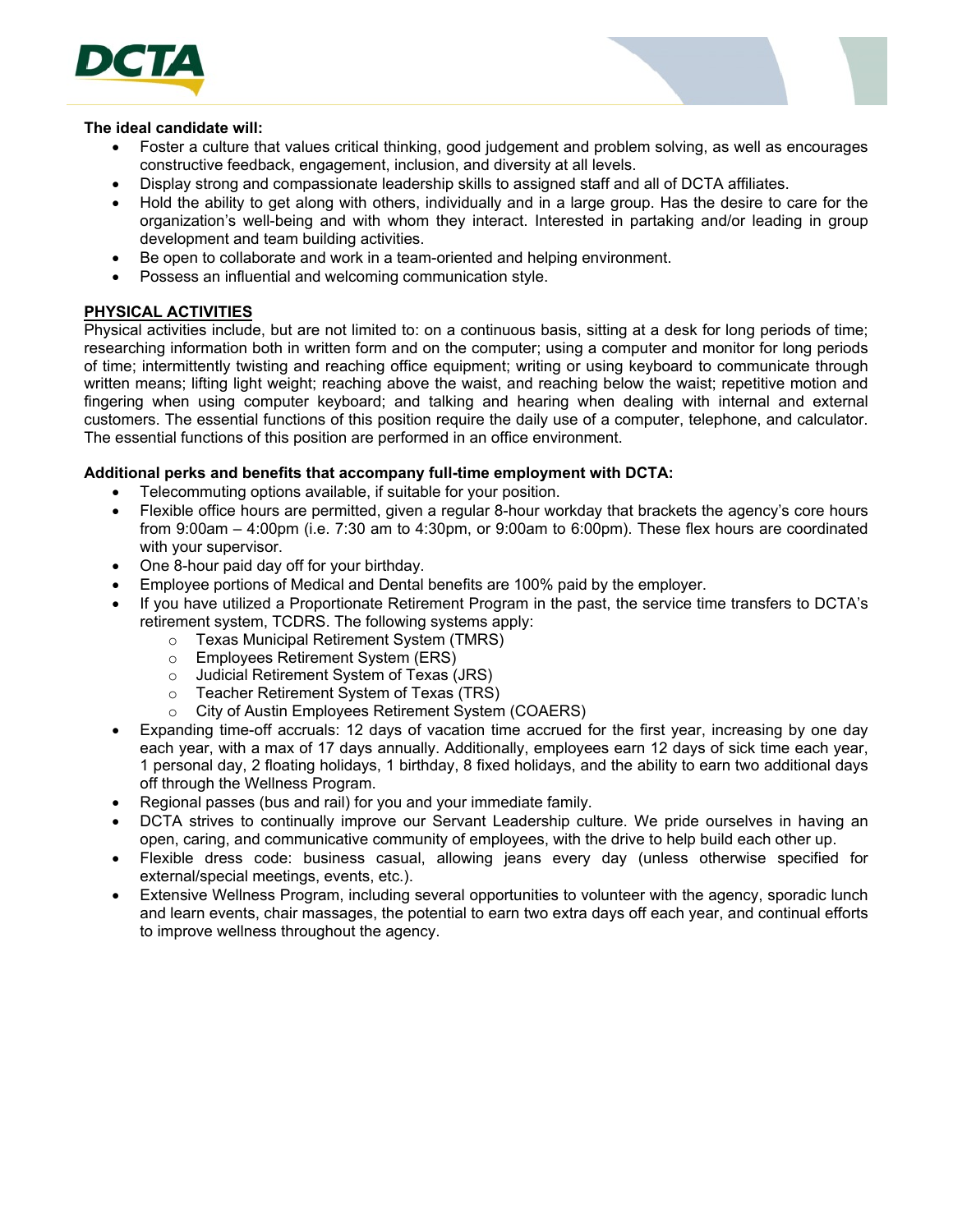**The ideal candidate will:**

- Foster a culture that values critical thinking, good judgement and problem solving, as well as encourages constructive feedback, engagement, inclusion, and diversity at all levels.
- Display strong and compassionate leadership skills to assigned staff and all of DCTA affiliates.
- Hold the ability to get along with others, individually and in a large group. Has the desire to care for the organization's well-being and with whom they interact. Interested in partaking and/or leading in group development and team building activities.
- Be open to collaborate and work in a team-oriented and helping environment.
- Possess an influential and welcoming communication style.

**PHYSICAL ACTIVITIES**

Physical activities include, but are not limited to: on a continuous basis, sitting at a desk for long periods of time; researching information both in written form and on the computer; using a computer and monitor for long periods of time; intermittently twisting and reaching office equipment; writing or using keyboard to communicate through written means; lifting light weight; reaching above the waist, and reaching below the waist; repetitive motion and fingering when using computer keyboard; and talking and hearing when dealing with internal and external customers. The essential functions of this position require the daily use of a computer, telephone, and calculator. The essential functions of this position are performed in an office environment.

**Additional perks and benefits that accompany full-time employment with DCTA:**

- Telecommuting options available, if suitable for your position.
- Flexible office hours are permitted, given a regular 8-hour workday that brackets the agency's core hours from 9:00am – 4:00pm (i.e. 7:30 am to 4:30pm, or 9:00am to 6:00pm). These flex hours are coordinated with your supervisor.
- One 8-hour paid day off for your birthday.
- Employee portions of Medical and Dental benefits are 100% paid by the employer.
- If you have utilized a Proportionate Retirement Program in the past, the service time transfers to DCTA's retirement system, TCDRS. The following systems apply:
  - Texas Municipal Retirement System (TMRS)
  - Employees Retirement System (ERS)
  - Judicial Retirement System of Texas (JRS)
  - Teacher Retirement System of Texas (TRS)
  - City of Austin Employees Retirement System (COAERS)
- Expanding time-off accruals: 12 days of vacation time accrued for the first year, increasing by one day each year, with a max of 17 days annually. Additionally, employees earn 12 days of sick time each year, 1 personal day, 2 floating holidays, 1 birthday, 8 fixed holidays, and the ability to earn two additional days off through the Wellness Program.
- Regional passes (bus and rail) for you and your immediate family.
- DCTA strives to continually improve our Servant Leadership culture. We pride ourselves in having an open, caring, and communicative community of employees, with the drive to help build each other up.
- Flexible dress code: business casual, allowing jeans every day (unless otherwise specified for external/special meetings, events, etc.).
- Extensive Wellness Program, including several opportunities to volunteer with the agency, sporadic lunch and learn events, chair massages, the potential to earn two extra days off each year, and continual efforts to improve wellness throughout the agency.